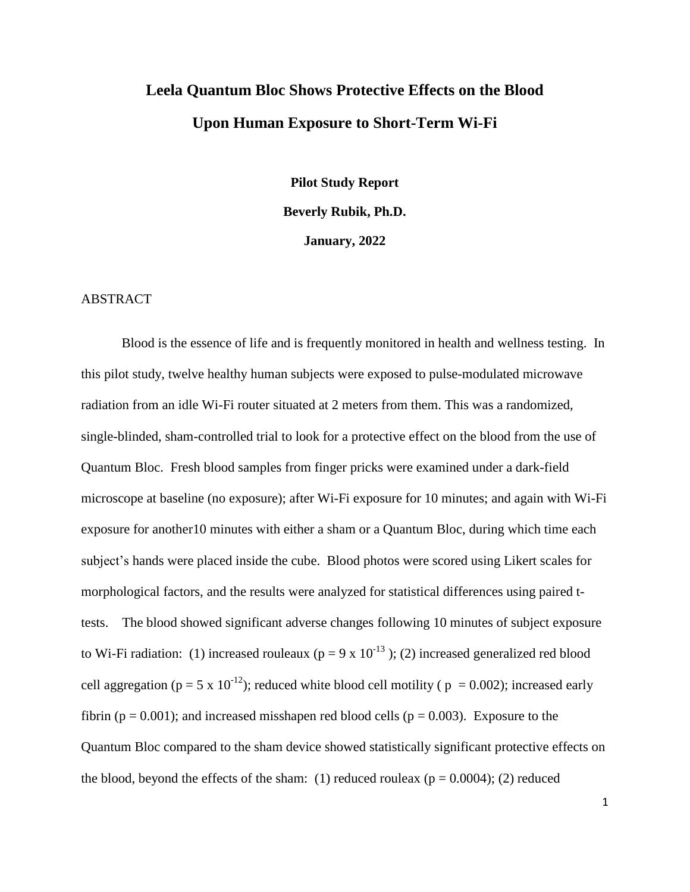# Leela Quantum Bloc Shows Protective Effects on the Blood Upon Human Exposure to Short-Term Wi-Fi

**Pilot Study Report**

**Beverly Rubik, Ph.D.**

**January, 2022**

## ABSTRACT

Blood is the essence of life and is frequently monitored in health and wellness testing. In this pilot study, twelve healthy human subjects were exposed to pulse-modulated microwave radiation from an idle Wi-Fi router situated at 2 meters from them. This was a randomized, single-blinded, sham-controlled trial to look for a protective effect on the blood from the use of Quantum Bloc. Fresh blood samples from finger pricks were examined under a dark-field microscope at baseline (no exposure); after Wi-Fi exposure for 10 minutes; and again with Wi-Fi exposure for another10 minutes with either a sham or a Quantum Bloc, during which time each subject's hands were placed inside the cube. Blood photos were scored using Likert scales for morphological factors, and the results were analyzed for statistical differences using paired t-tests. The blood showed significant adverse changes following 10 minutes of subject exposure to Wi-Fi radiation: (1) increased rouleaux ($p = 9 \times 10^{-13}$); (2) increased generalized red blood cell aggregation ($p = 5 \times 10^{-12}$); reduced white blood cell motility ( $p = 0.002$); increased early fibrin ($p = 0.001$); and increased misshapen red blood cells ($p = 0.003$). Exposure to the Quantum Bloc compared to the sham device showed statistically significant protective effects on the blood, beyond the effects of the sham: (1) reduced rouleax ($p = 0.0004$); (2) reduced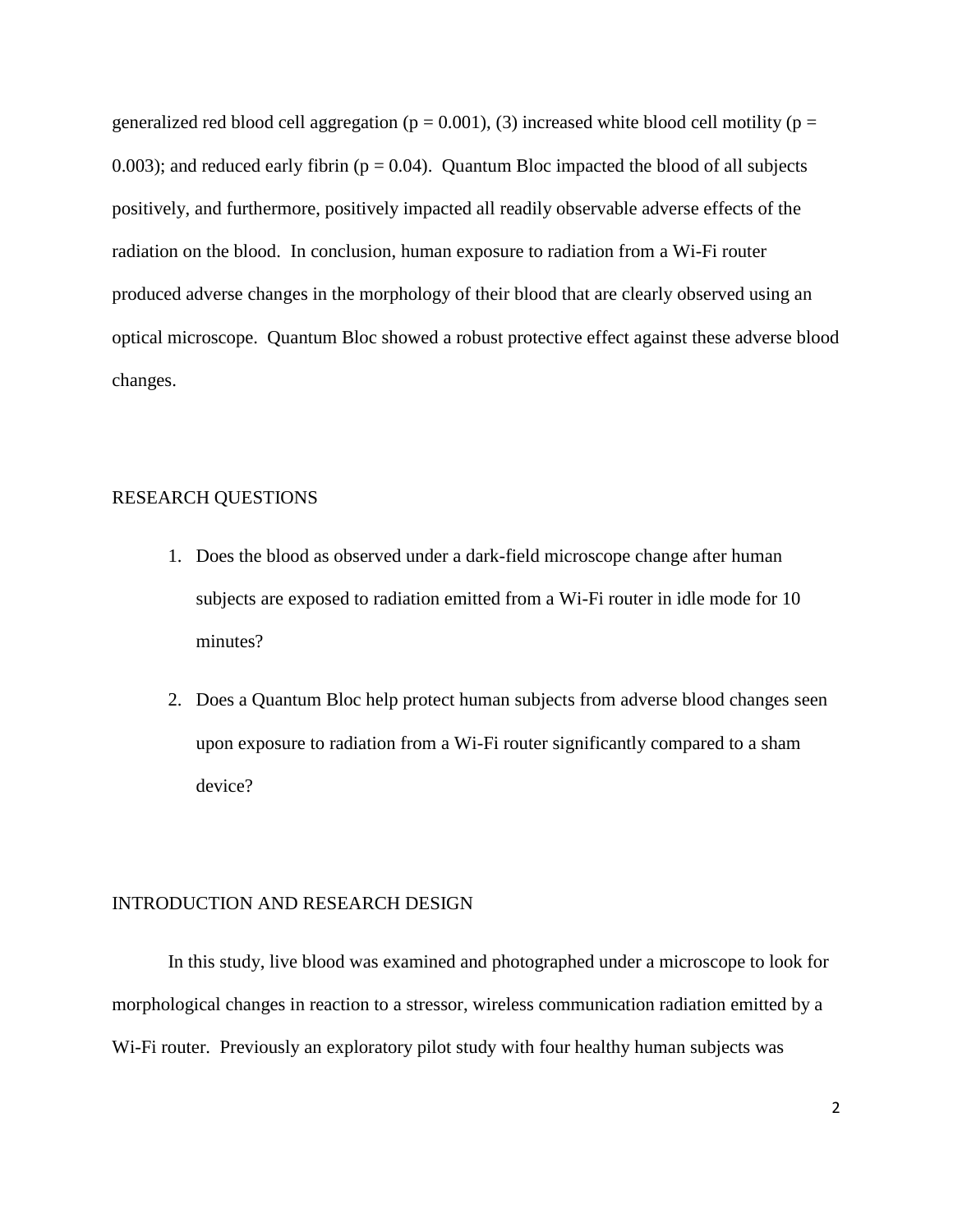generalized red blood cell aggregation ($p = 0.001$), (3) increased white blood cell motility ($p = 0.003$); and reduced early fibrin ($p = 0.04$). Quantum Bloc impacted the blood of all subjects positively, and furthermore, positively impacted all readily observable adverse effects of the radiation on the blood. In conclusion, human exposure to radiation from a Wi-Fi router produced adverse changes in the morphology of their blood that are clearly observed using an optical microscope. Quantum Bloc showed a robust protective effect against these adverse blood changes.

## RESEARCH QUESTIONS

1. Does the blood as observed under a dark-field microscope change after human subjects are exposed to radiation emitted from a Wi-Fi router in idle mode for 10 minutes?

2. Does a Quantum Bloc help protect human subjects from adverse blood changes seen upon exposure to radiation from a Wi-Fi router significantly compared to a sham device?

## INTRODUCTION AND RESEARCH DESIGN

In this study, live blood was examined and photographed under a microscope to look for morphological changes in reaction to a stressor, wireless communication radiation emitted by a Wi-Fi router. Previously an exploratory pilot study with four healthy human subjects was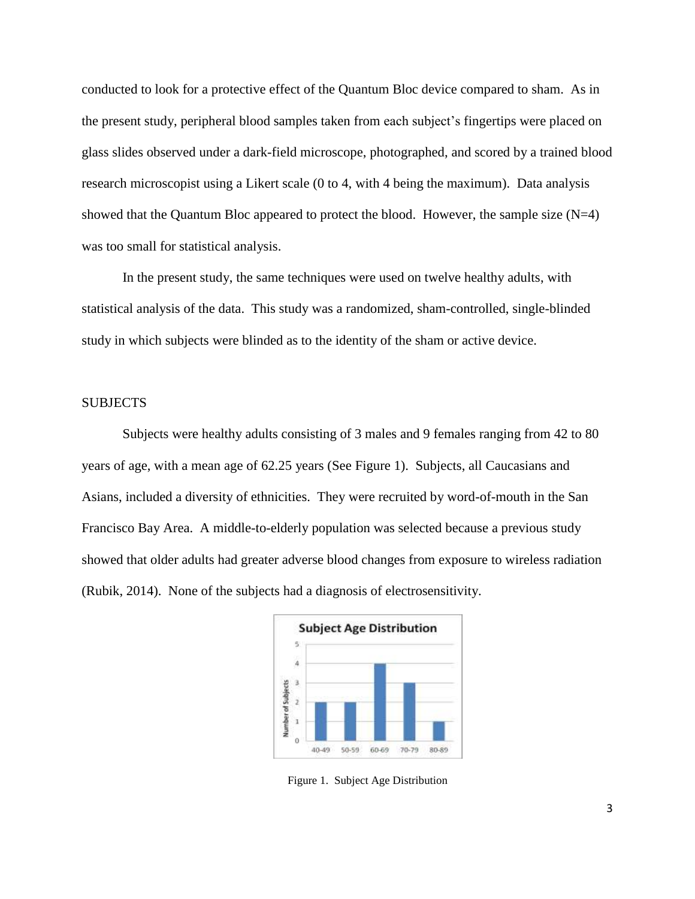conducted to look for a protective effect of the Quantum Bloc device compared to sham. As in the present study, peripheral blood samples taken from each subject's fingertips were placed on glass slides observed under a dark-field microscope, photographed, and scored by a trained blood research microscopist using a Likert scale (0 to 4, with 4 being the maximum). Data analysis showed that the Quantum Bloc appeared to protect the blood. However, the sample size (N=4) was too small for statistical analysis.

In the present study, the same techniques were used on twelve healthy adults, with statistical analysis of the data. This study was a randomized, sham-controlled, single-blinded study in which subjects were blinded as to the identity of the sham or active device.

## SUBJECTS

Subjects were healthy adults consisting of 3 males and 9 females ranging from 42 to 80 years of age, with a mean age of 62.25 years (See Figure 1). Subjects, all Caucasians and Asians, included a diversity of ethnicities. They were recruited by word-of-mouth in the San Francisco Bay Area. A middle-to-elderly population was selected because a previous study showed that older adults had greater adverse blood changes from exposure to wireless radiation (Rubik, 2014). None of the subjects had a diagnosis of electrosensitivity.

Figure 1. Subject Age Distribution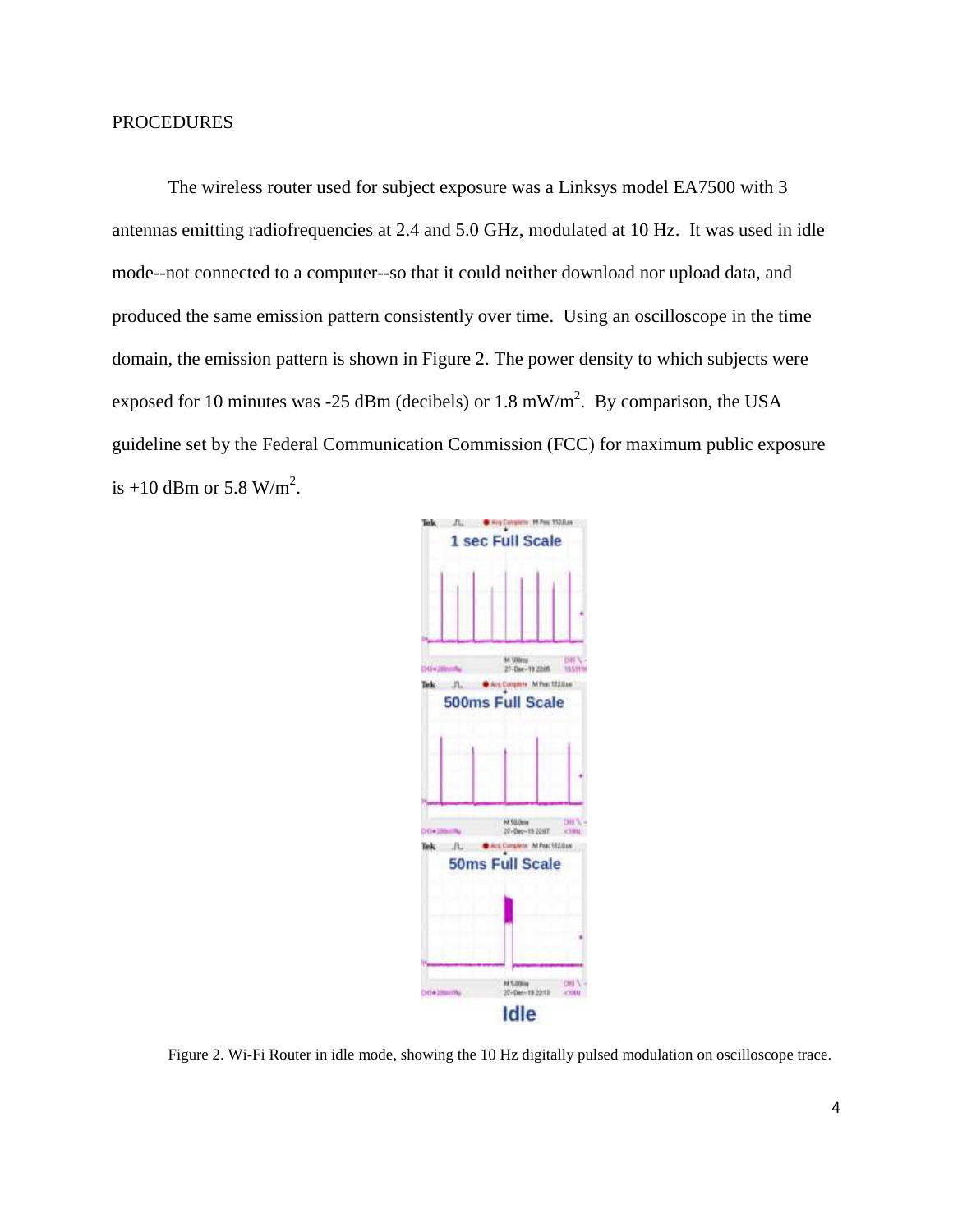## PROCEDURES

The wireless router used for subject exposure was a Linksys model EA7500 with 3 antennas emitting radiofrequencies at 2.4 and 5.0 GHz, modulated at 10 Hz. It was used in idle mode--not connected to a computer--so that it could neither download nor upload data, and produced the same emission pattern consistently over time. Using an oscilloscope in the time domain, the emission pattern is shown in Figure 2. The power density to which subjects were exposed for 10 minutes was -25 dBm (decibels) or 1.8 mW/$m^2$. By comparison, the USA guideline set by the Federal Communication Commission (FCC) for maximum public exposure is +10 dBm or 5.8 W/$m^2$.

Figure 2. Wi-Fi Router in idle mode, showing the 10 Hz digitally pulsed modulation on oscilloscope trace.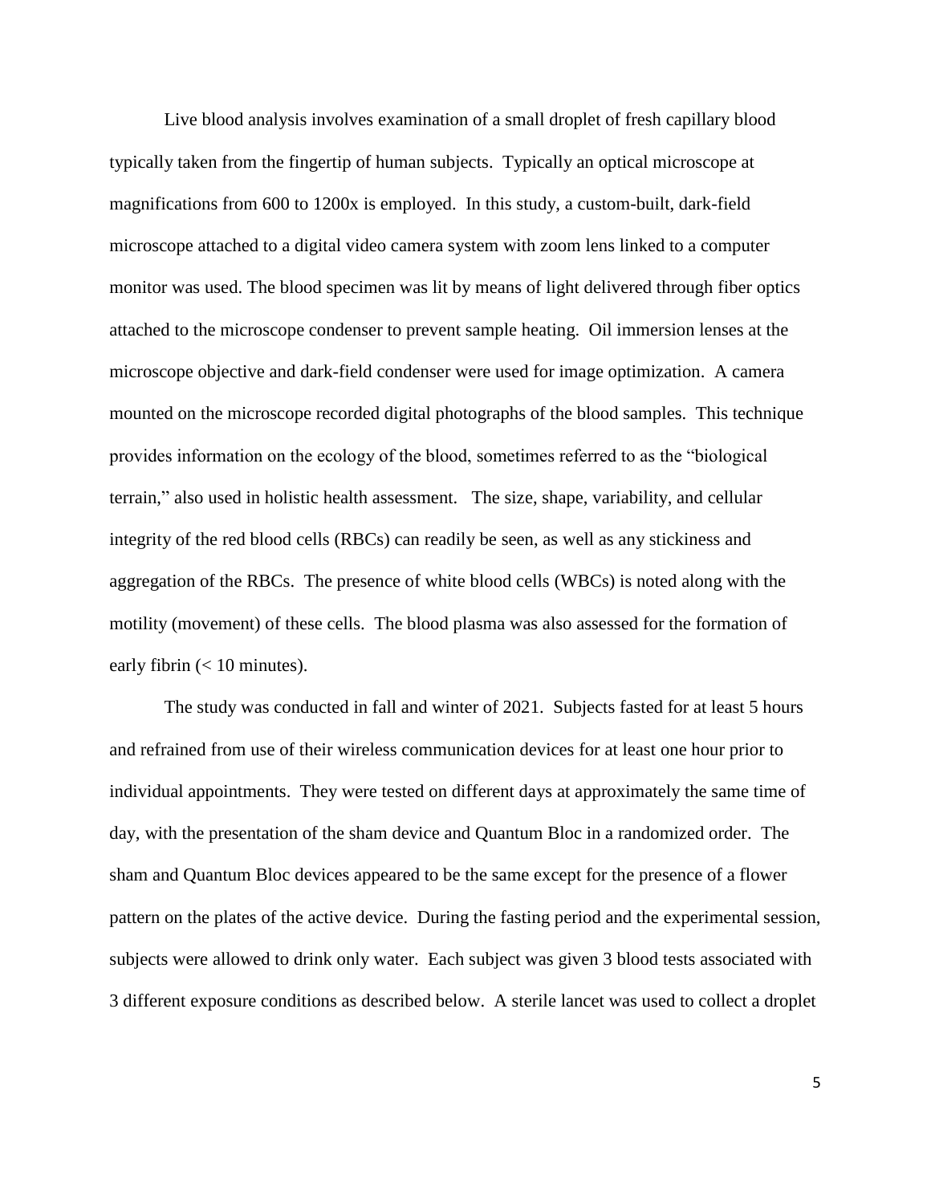Live blood analysis involves examination of a small droplet of fresh capillary blood typically taken from the fingertip of human subjects. Typically an optical microscope at magnifications from 600 to 1200x is employed. In this study, a custom-built, dark-field microscope attached to a digital video camera system with zoom lens linked to a computer monitor was used. The blood specimen was lit by means of light delivered through fiber optics attached to the microscope condenser to prevent sample heating. Oil immersion lenses at the microscope objective and dark-field condenser were used for image optimization. A camera mounted on the microscope recorded digital photographs of the blood samples. This technique provides information on the ecology of the blood, sometimes referred to as the "biological terrain," also used in holistic health assessment. The size, shape, variability, and cellular integrity of the red blood cells (RBCs) can readily be seen, as well as any stickiness and aggregation of the RBCs. The presence of white blood cells (WBCs) is noted along with the motility (movement) of these cells. The blood plasma was also assessed for the formation of early fibrin (< 10 minutes).

The study was conducted in fall and winter of 2021. Subjects fasted for at least 5 hours and refrained from use of their wireless communication devices for at least one hour prior to individual appointments. They were tested on different days at approximately the same time of day, with the presentation of the sham device and Quantum Bloc in a randomized order. The sham and Quantum Bloc devices appeared to be the same except for the presence of a flower pattern on the plates of the active device. During the fasting period and the experimental session, subjects were allowed to drink only water. Each subject was given 3 blood tests associated with 3 different exposure conditions as described below. A sterile lancet was used to collect a droplet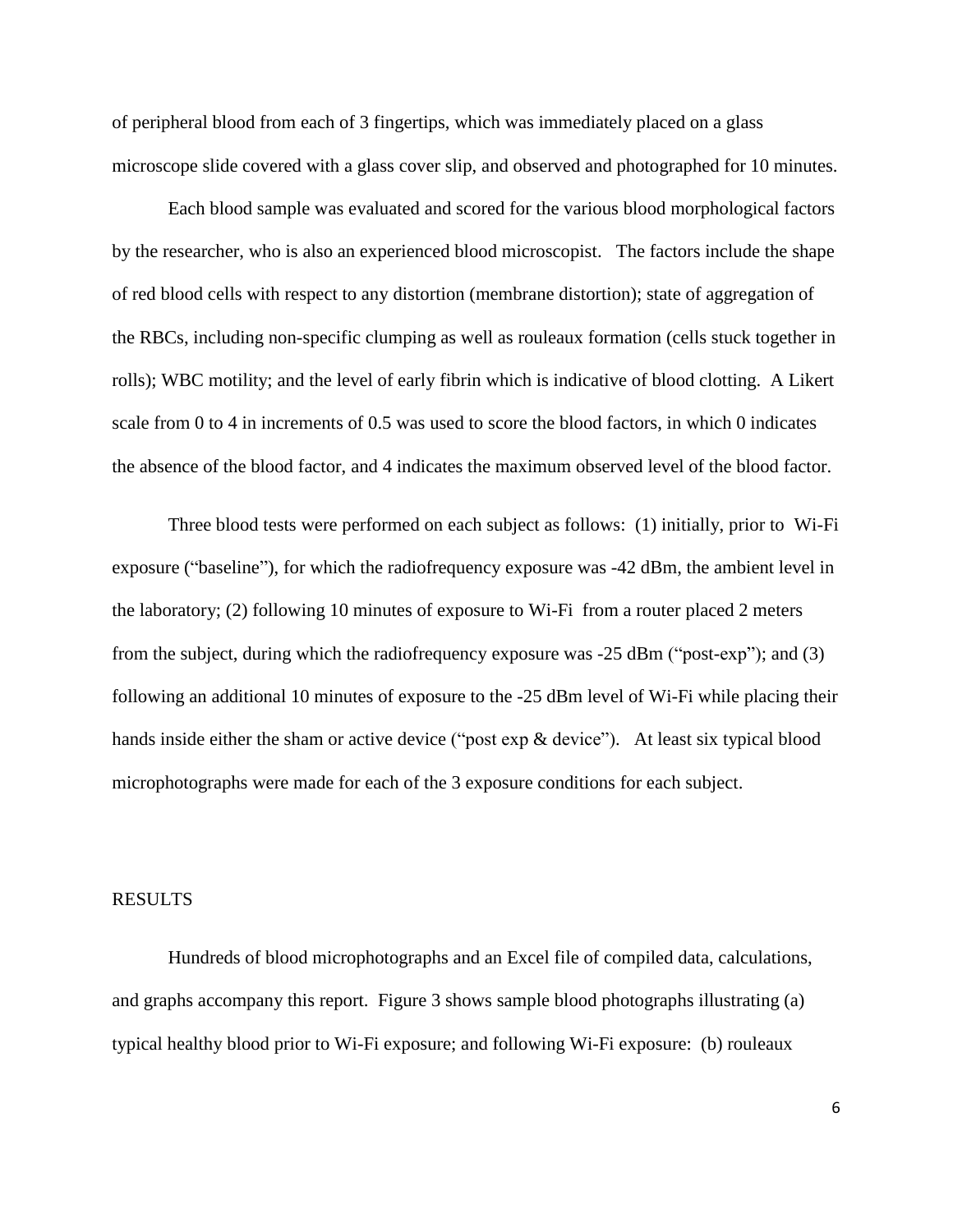of peripheral blood from each of 3 fingertips, which was immediately placed on a glass microscope slide covered with a glass cover slip, and observed and photographed for 10 minutes.

Each blood sample was evaluated and scored for the various blood morphological factors by the researcher, who is also an experienced blood microscopist. The factors include the shape of red blood cells with respect to any distortion (membrane distortion); state of aggregation of the RBCs, including non-specific clumping as well as rouleaux formation (cells stuck together in rolls); WBC motility; and the level of early fibrin which is indicative of blood clotting. A Likert scale from 0 to 4 in increments of 0.5 was used to score the blood factors, in which 0 indicates the absence of the blood factor, and 4 indicates the maximum observed level of the blood factor.

Three blood tests were performed on each subject as follows: (1) initially, prior to Wi-Fi exposure ("baseline"), for which the radiofrequency exposure was -42 dBm, the ambient level in the laboratory; (2) following 10 minutes of exposure to Wi-Fi from a router placed 2 meters from the subject, during which the radiofrequency exposure was -25 dBm ("post-exp"); and (3) following an additional 10 minutes of exposure to the -25 dBm level of Wi-Fi while placing their hands inside either the sham or active device ("post exp & device"). At least six typical blood microphotographs were made for each of the 3 exposure conditions for each subject.

## RESULTS

Hundreds of blood microphotographs and an Excel file of compiled data, calculations, and graphs accompany this report. Figure 3 shows sample blood photographs illustrating (a) typical healthy blood prior to Wi-Fi exposure; and following Wi-Fi exposure: (b) rouleaux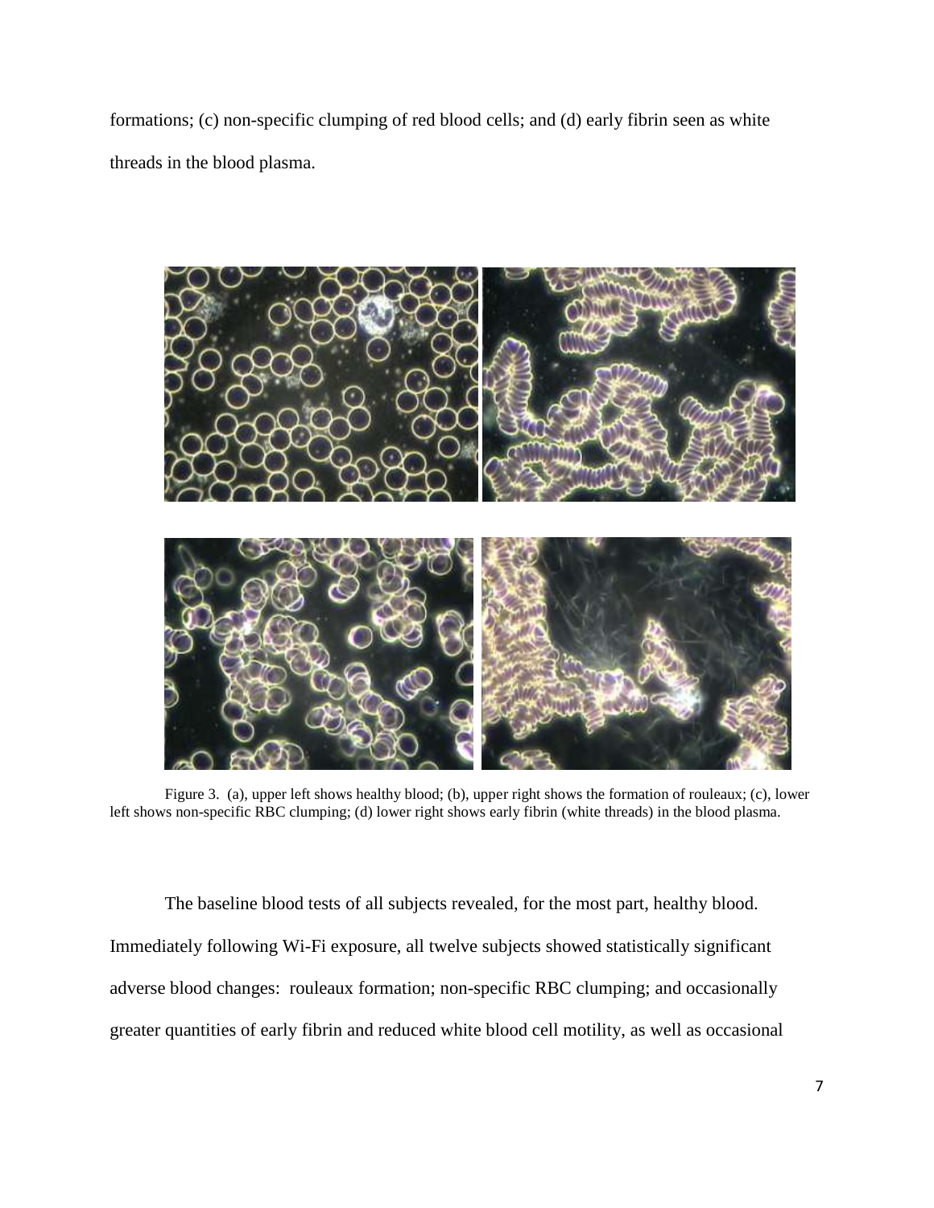formations; (c) non-specific clumping of red blood cells; and (d) early fibrin seen as white threads in the blood plasma.

Figure 3. (a), upper left shows healthy blood; (b), upper right shows the formation of rouleaux; (c), lower left shows non-specific RBC clumping; (d) lower right shows early fibrin (white threads) in the blood plasma.

The baseline blood tests of all subjects revealed, for the most part, healthy blood. Immediately following Wi-Fi exposure, all twelve subjects showed statistically significant adverse blood changes: rouleaux formation; non-specific RBC clumping; and occasionally greater quantities of early fibrin and reduced white blood cell motility, as well as occasional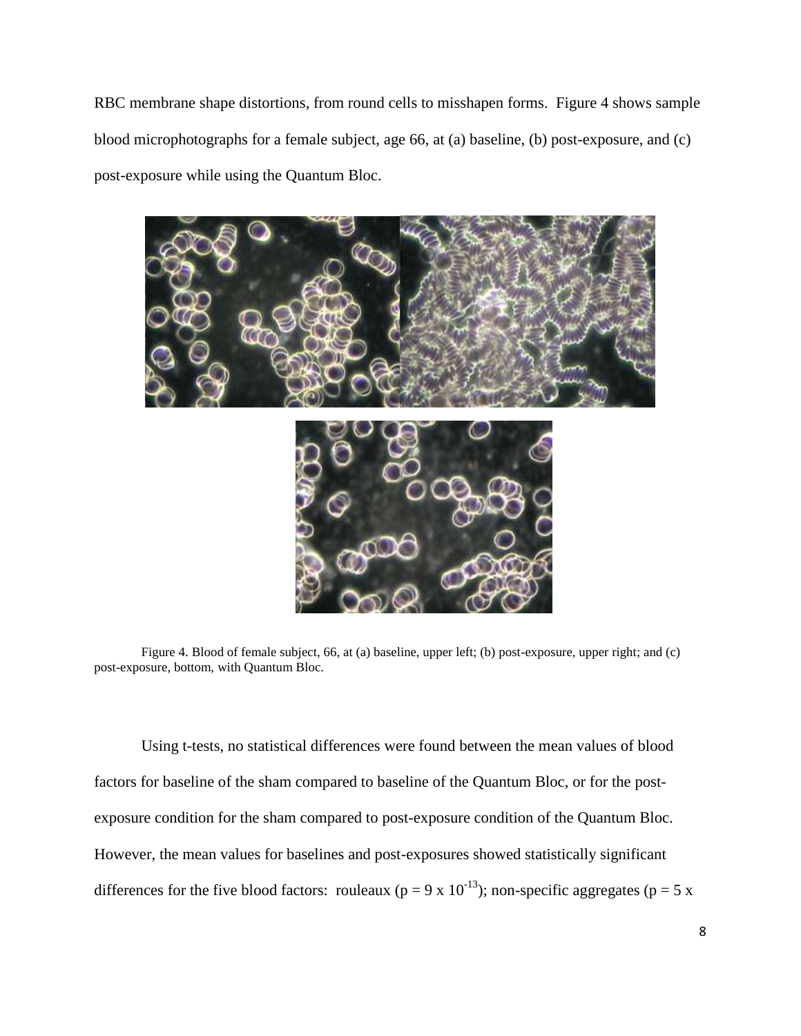RBC membrane shape distortions, from round cells to misshapen forms. Figure 4 shows sample blood microphotographs for a female subject, age 66, at (a) baseline, (b) post-exposure, and (c) post-exposure while using the Quantum Bloc.

Figure 4. Blood of female subject, 66, at (a) baseline, upper left; (b) post-exposure, upper right; and (c) post-exposure, bottom, with Quantum Bloc.

Using t-tests, no statistical differences were found between the mean values of blood factors for baseline of the sham compared to baseline of the Quantum Bloc, or for the post-exposure condition for the sham compared to post-exposure condition of the Quantum Bloc. However, the mean values for baselines and post-exposures showed statistically significant differences for the five blood factors: rouleaux ($p = 9 \times 10^{-13}$); non-specific aggregates ($p = 5 \times$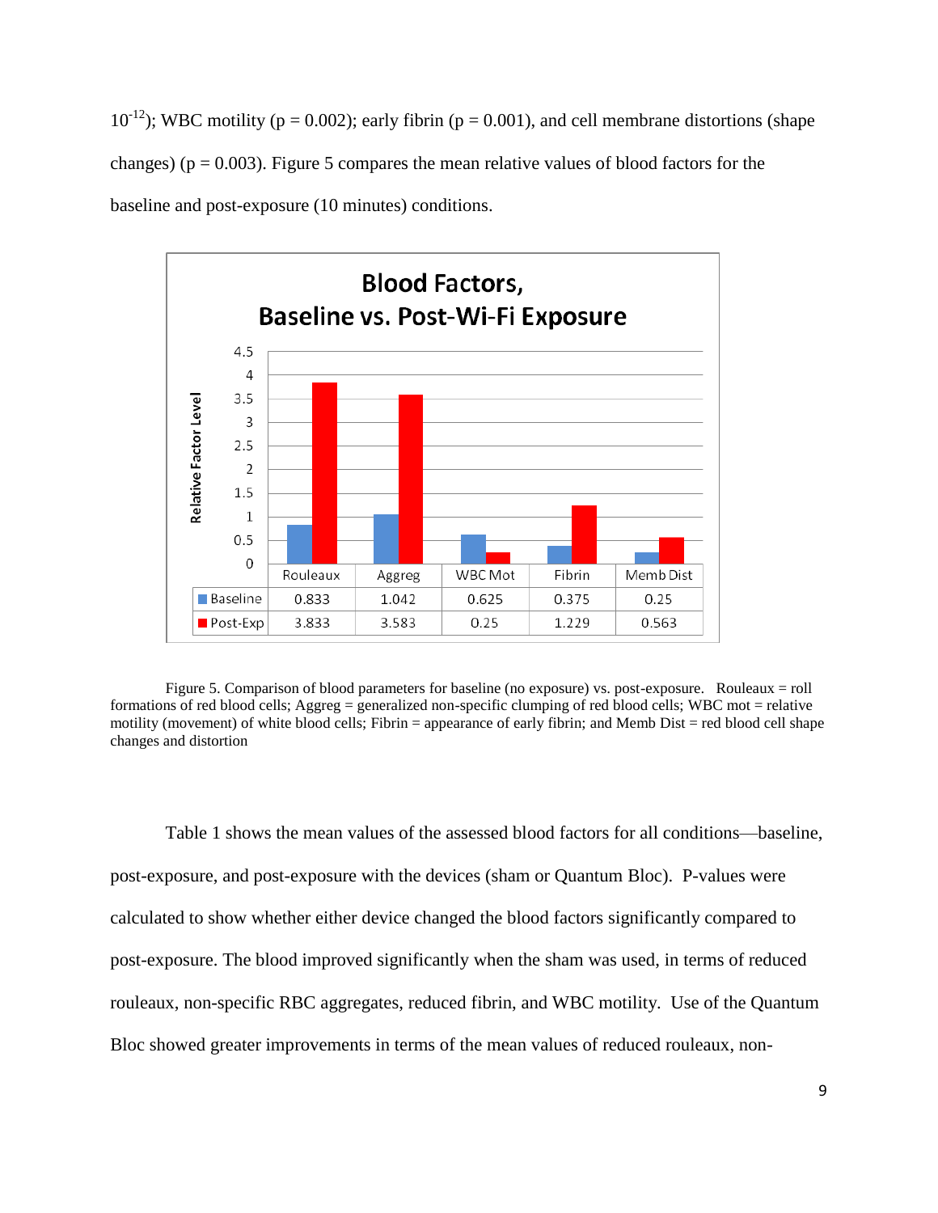$10^{-12}$); WBC motility ($p = 0.002$); early fibrin ($p = 0.001$), and cell membrane distortions (shape changes) ($p = 0.003$). Figure 5 compares the mean relative values of blood factors for the baseline and post-exposure (10 minutes) conditions.

**Blood Factors, Baseline vs. Post-Wi-Fi Exposure**

| | Rouleaux | Aggreg | WBC Mot | Fibrin | Memb Dist |
|---|---|---|---|---|---|
| Baseline | 0.833 | 1.042 | 0.625 | 0.375 | 0.25 |
| Post-Exp | 3.833 | 3.583 | 0.25 | 1.229 | 0.563 |

Figure 5. Comparison of blood parameters for baseline (no exposure) vs. post-exposure. Rouleaux = roll formations of red blood cells; Aggreg = generalized non-specific clumping of red blood cells; WBC mot = relative motility (movement) of white blood cells; Fibrin = appearance of early fibrin; and Memb Dist = red blood cell shape changes and distortion

Table 1 shows the mean values of the assessed blood factors for all conditions—baseline, post-exposure, and post-exposure with the devices (sham or Quantum Bloc). P-values were calculated to show whether either device changed the blood factors significantly compared to post-exposure. The blood improved significantly when the sham was used, in terms of reduced rouleaux, non-specific RBC aggregates, reduced fibrin, and WBC motility. Use of the Quantum Bloc showed greater improvements in terms of the mean values of reduced rouleaux, non-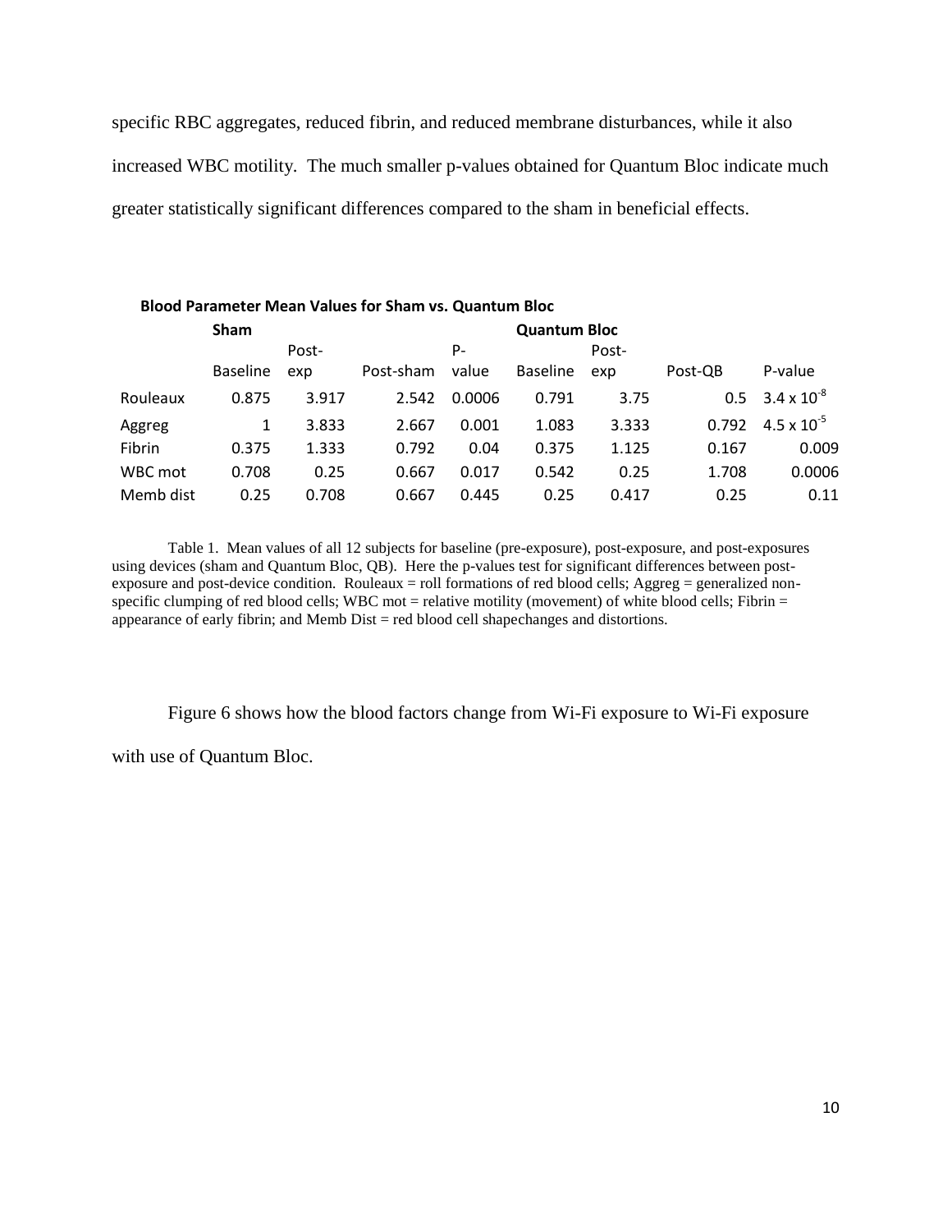specific RBC aggregates, reduced fibrin, and reduced membrane disturbances, while it also increased WBC motility. The much smaller p-values obtained for Quantum Bloc indicate much greater statistically significant differences compared to the sham in beneficial effects.

**Blood Parameter Mean Values for Sham vs. Quantum Bloc**

| | **Sham** | | | | **Quantum Bloc** | | | |
|---|---|---|---|---|---|---|---|---|
| | Baseline | Post-exp | Post-sham | P-value | Baseline | Post-exp | Post-QB | P-value |
| Rouleaux | 0.875 | 3.917 | 2.542 | 0.0006 | 0.791 | 3.75 | 0.5 | $3.4 \times 10^{-8}$ |
| Aggreg | 1 | 3.833 | 2.667 | 0.001 | 1.083 | 3.333 | 0.792 | $4.5 \times 10^{-5}$ |
| Fibrin | 0.375 | 1.333 | 0.792 | 0.04 | 0.375 | 1.125 | 0.167 | 0.009 |
| WBC mot | 0.708 | 0.25 | 0.667 | 0.017 | 0.542 | 0.25 | 1.708 | 0.0006 |
| Memb dist | 0.25 | 0.708 | 0.667 | 0.445 | 0.25 | 0.417 | 0.25 | 0.11 |

Table 1. Mean values of all 12 subjects for baseline (pre-exposure), post-exposure, and post-exposures using devices (sham and Quantum Bloc, QB). Here the p-values test for significant differences between post-exposure and post-device condition. Rouleaux = roll formations of red blood cells; Aggreg = generalized non-specific clumping of red blood cells; WBC mot = relative motility (movement) of white blood cells; Fibrin = appearance of early fibrin; and Memb Dist = red blood cell shapechanges and distortions.

Figure 6 shows how the blood factors change from Wi-Fi exposure to Wi-Fi exposure with use of Quantum Bloc.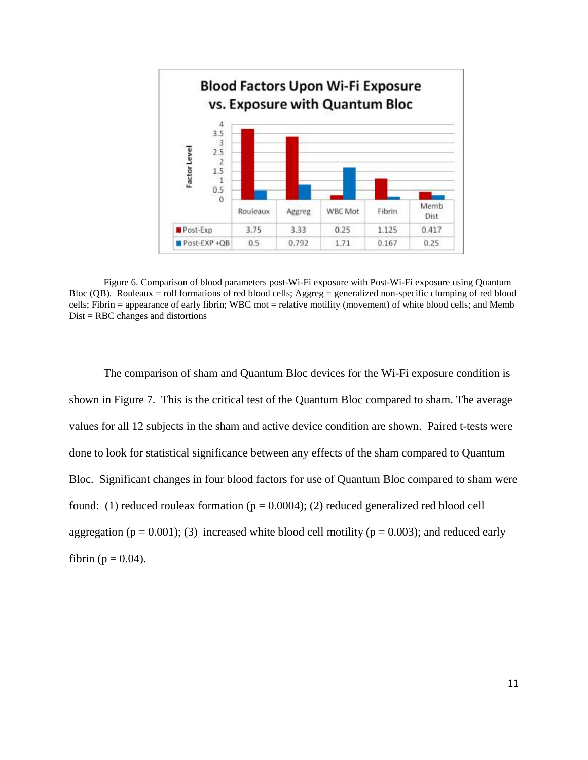| | Rouleaux | Aggreg | WBC Mot | Fibrin | Memb Dist |
|---|---|---|---|---|---|
| Post-Exp | 3.75 | 3.33 | 0.25 | 1.125 | 0.417 |
| Post-EXP +QB | 0.5 | 0.792 | 1.71 | 0.167 | 0.25 |

Figure 6. Comparison of blood parameters post-Wi-Fi exposure with Post-Wi-Fi exposure using Quantum Bloc (QB). Rouleaux = roll formations of red blood cells; Aggreg = generalized non-specific clumping of red blood cells; Fibrin = appearance of early fibrin; WBC mot = relative motility (movement) of white blood cells; and Memb Dist = RBC changes and distortions

The comparison of sham and Quantum Bloc devices for the Wi-Fi exposure condition is shown in Figure 7. This is the critical test of the Quantum Bloc compared to sham. The average values for all 12 subjects in the sham and active device condition are shown. Paired t-tests were done to look for statistical significance between any effects of the sham compared to Quantum Bloc. Significant changes in four blood factors for use of Quantum Bloc compared to sham were found: (1) reduced rouleax formation ($p = 0.0004$); (2) reduced generalized red blood cell aggregation ($p = 0.001$); (3) increased white blood cell motility ($p = 0.003$); and reduced early fibrin ($p = 0.04$).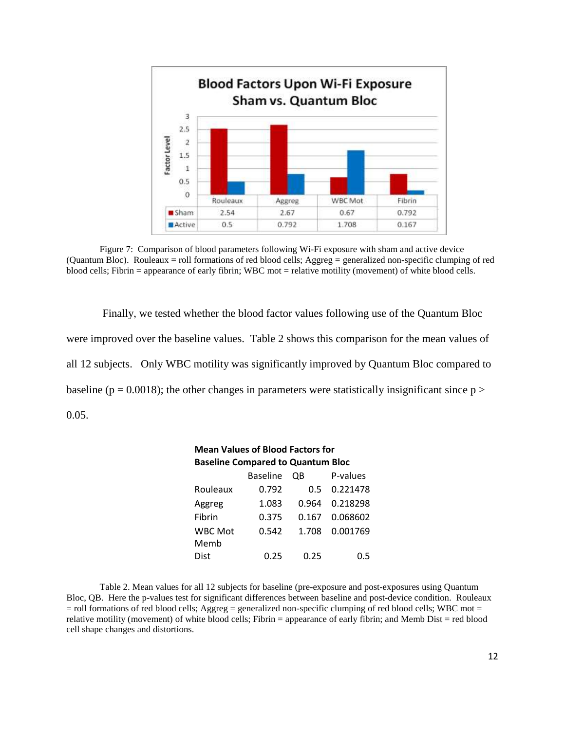**Blood Factors Upon Wi-Fi Exposure Sham vs. Quantum Bloc**

| | Rouleaux | Aggreg | WBC Mot | Fibrin |
|---|---|---|---|---|
| Sham | 2.54 | 2.67 | 0.67 | 0.792 |
| Active | 0.5 | 0.792 | 1.708 | 0.167 |

Figure 7: Comparison of blood parameters following Wi-Fi exposure with sham and active device (Quantum Bloc). Rouleaux = roll formations of red blood cells; Aggreg = generalized non-specific clumping of red blood cells; Fibrin = appearance of early fibrin; WBC mot = relative motility (movement) of white blood cells.

Finally, we tested whether the blood factor values following use of the Quantum Bloc were improved over the baseline values. Table 2 shows this comparison for the mean values of all 12 subjects. Only WBC motility was significantly improved by Quantum Bloc compared to baseline ($p = 0.0018$); the other changes in parameters were statistically insignificant since $p > 0.05$.

**Mean Values of Blood Factors for Baseline Compared to Quantum Bloc**

| | Baseline | QB | P-values |
|---|---|---|---|
| Rouleaux | 0.792 | 0.5 | 0.221478 |
| Aggreg | 1.083 | 0.964 | 0.218298 |
| Fibrin | 0.375 | 0.167 | 0.068602 |
| WBC Mot | 0.542 | 1.708 | 0.001769 |
| Memb Dist | 0.25 | 0.25 | 0.5 |

Table 2. Mean values for all 12 subjects for baseline (pre-exposure and post-exposures using Quantum Bloc, QB. Here the p-values test for significant differences between baseline and post-device condition. Rouleaux = roll formations of red blood cells; Aggreg = generalized non-specific clumping of red blood cells; WBC mot = relative motility (movement) of white blood cells; Fibrin = appearance of early fibrin; and Memb Dist = red blood cell shape changes and distortions.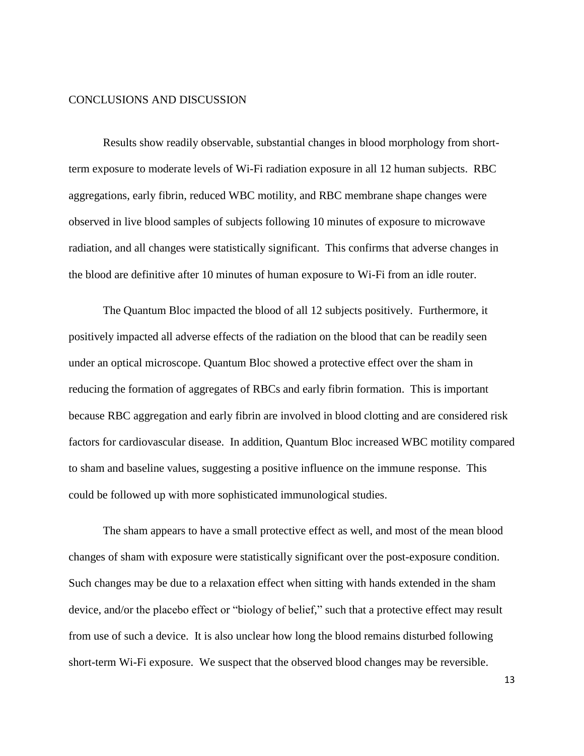## CONCLUSIONS AND DISCUSSION

Results show readily observable, substantial changes in blood morphology from short-term exposure to moderate levels of Wi-Fi radiation exposure in all 12 human subjects. RBC aggregations, early fibrin, reduced WBC motility, and RBC membrane shape changes were observed in live blood samples of subjects following 10 minutes of exposure to microwave radiation, and all changes were statistically significant. This confirms that adverse changes in the blood are definitive after 10 minutes of human exposure to Wi-Fi from an idle router.

The Quantum Bloc impacted the blood of all 12 subjects positively. Furthermore, it positively impacted all adverse effects of the radiation on the blood that can be readily seen under an optical microscope. Quantum Bloc showed a protective effect over the sham in reducing the formation of aggregates of RBCs and early fibrin formation. This is important because RBC aggregation and early fibrin are involved in blood clotting and are considered risk factors for cardiovascular disease. In addition, Quantum Bloc increased WBC motility compared to sham and baseline values, suggesting a positive influence on the immune response. This could be followed up with more sophisticated immunological studies.

The sham appears to have a small protective effect as well, and most of the mean blood changes of sham with exposure were statistically significant over the post-exposure condition. Such changes may be due to a relaxation effect when sitting with hands extended in the sham device, and/or the placebo effect or "biology of belief," such that a protective effect may result from use of such a device. It is also unclear how long the blood remains disturbed following short-term Wi-Fi exposure. We suspect that the observed blood changes may be reversible.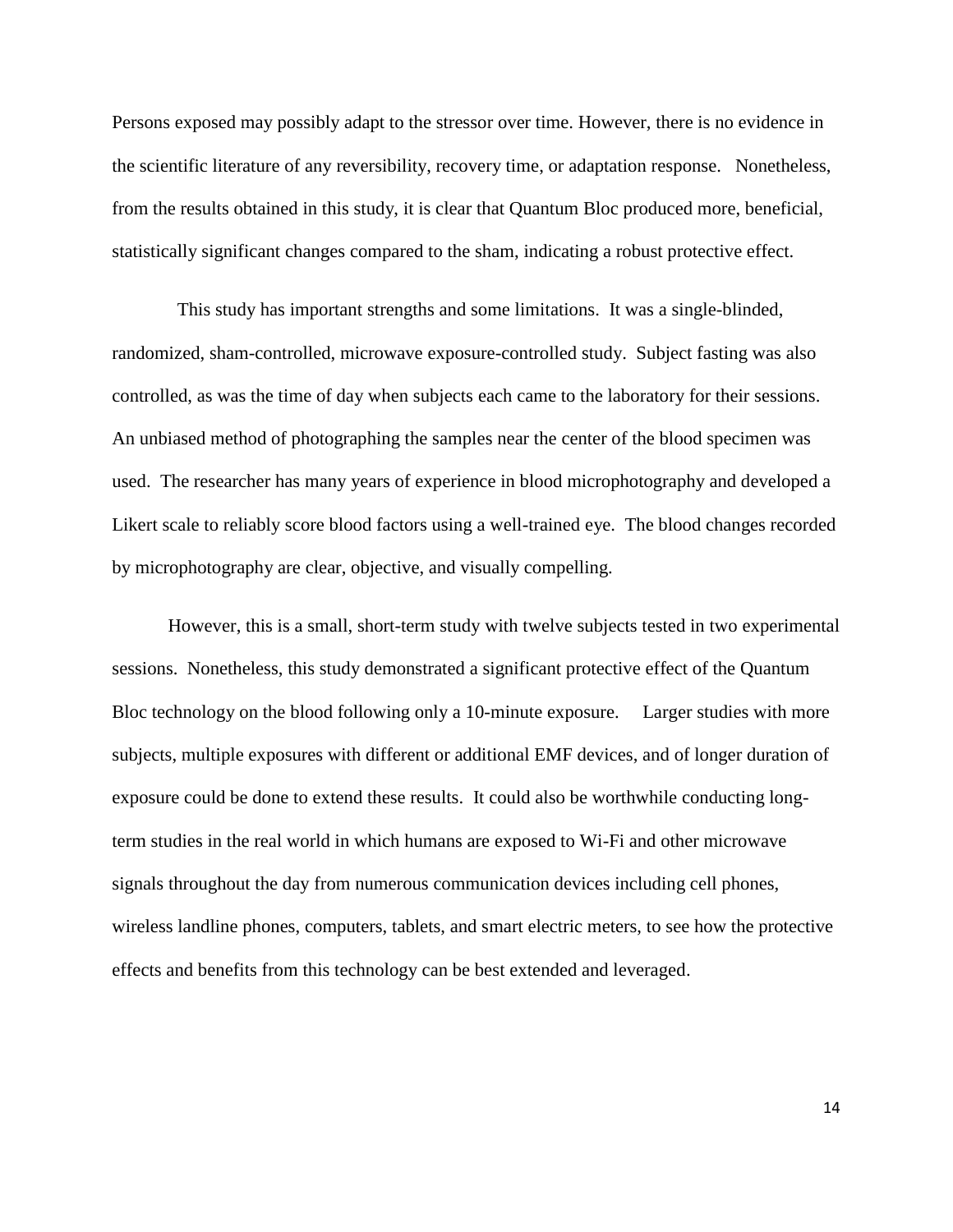Persons exposed may possibly adapt to the stressor over time. However, there is no evidence in the scientific literature of any reversibility, recovery time, or adaptation response. Nonetheless, from the results obtained in this study, it is clear that Quantum Bloc produced more, beneficial, statistically significant changes compared to the sham, indicating a robust protective effect.

This study has important strengths and some limitations. It was a single-blinded, randomized, sham-controlled, microwave exposure-controlled study. Subject fasting was also controlled, as was the time of day when subjects each came to the laboratory for their sessions. An unbiased method of photographing the samples near the center of the blood specimen was used. The researcher has many years of experience in blood microphotography and developed a Likert scale to reliably score blood factors using a well-trained eye. The blood changes recorded by microphotography are clear, objective, and visually compelling.

However, this is a small, short-term study with twelve subjects tested in two experimental sessions. Nonetheless, this study demonstrated a significant protective effect of the Quantum Bloc technology on the blood following only a 10-minute exposure. Larger studies with more subjects, multiple exposures with different or additional EMF devices, and of longer duration of exposure could be done to extend these results. It could also be worthwhile conducting long-term studies in the real world in which humans are exposed to Wi-Fi and other microwave signals throughout the day from numerous communication devices including cell phones, wireless landline phones, computers, tablets, and smart electric meters, to see how the protective effects and benefits from this technology can be best extended and leveraged.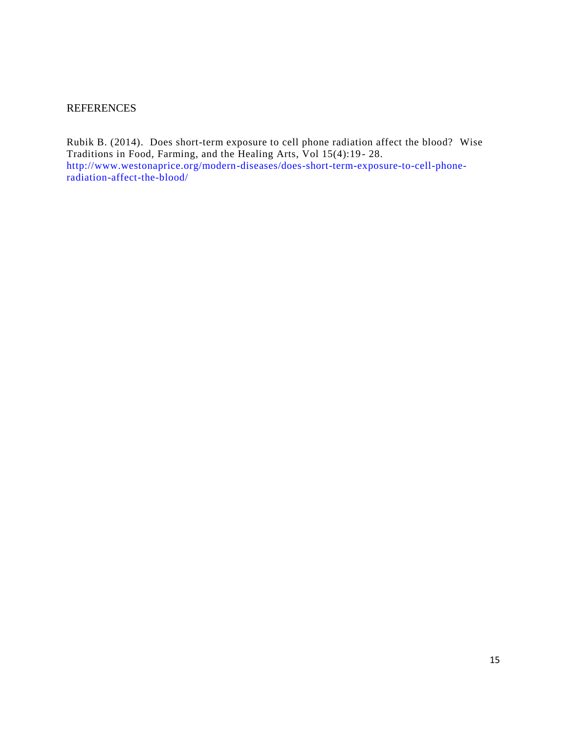## REFERENCES

Rubik B. (2014). Does short-term exposure to cell phone radiation affect the blood? Wise Traditions in Food, Farming, and the Healing Arts, Vol 15(4):19- 28. http://www.westonaprice.org/modern-diseases/does-short-term-exposure-to-cell-phone-radiation-affect-the-blood/